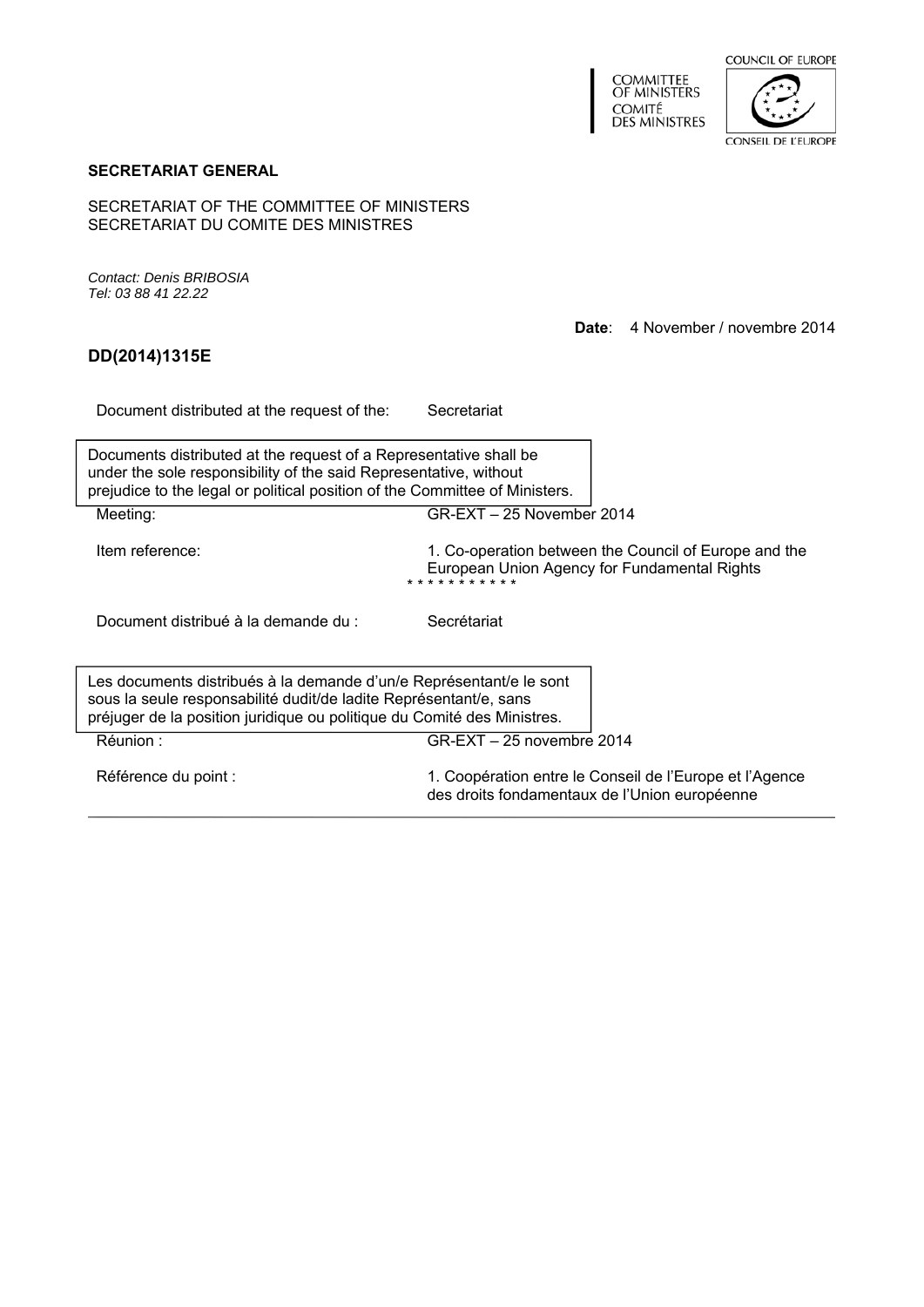COMMITTEE OF MINISTERS
COMITÉ DES MINISTRES

COUNCIL OF EUROPE
CONSEIL DE L'EUROPE

**SECRETARIAT GENERAL**

SECRETARIAT OF THE COMMITTEE OF MINISTERS
SECRETARIAT DU COMITE DES MINISTRES

*Contact: Denis BRIBOSIA*
*Tel: 03 88 41 22.22*

**Date**: 4 November / novembre 2014

## DD(2014)1315E

Document distributed at the request of the: Secretariat

Documents distributed at the request of a Representative shall be under the sole responsibility of the said Representative, without prejudice to the legal or political position of the Committee of Ministers.

| | |
|---|---|
| Meeting: | GR-EXT – 25 November 2014 |
| Item reference: | 1. Co-operation between the Council of Europe and the European Union Agency for Fundamental Rights |

* * * * * * * * * * *

Document distribué à la demande du : Secrétariat

Les documents distribués à la demande d'un/e Représentant/e le sont sous la seule responsabilité dudit/de ladite Représentant/e, sans préjuger de la position juridique ou politique du Comité des Ministres.

| | |
|---|---|
| Réunion : | GR-EXT – 25 novembre 2014 |
| Référence du point : | 1. Coopération entre le Conseil de l'Europe et l'Agence des droits fondamentaux de l'Union européenne |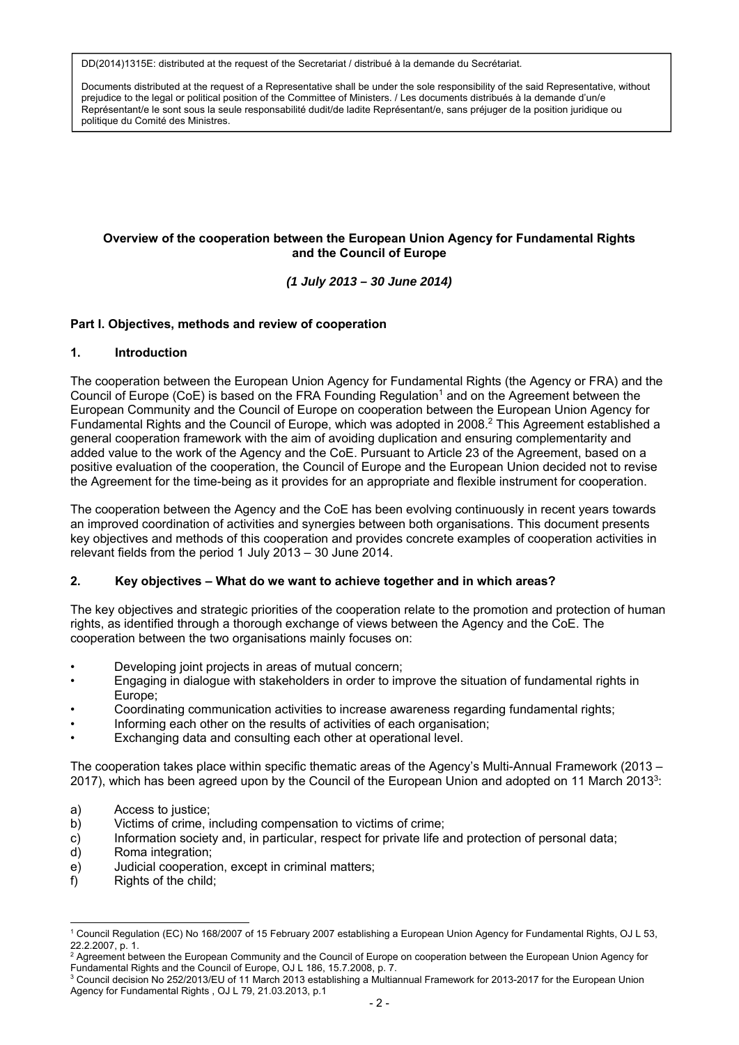DD(2014)1315E: distributed at the request of the Secretariat / distribué à la demande du Secrétariat.

Documents distributed at the request of a Representative shall be under the sole responsibility of the said Representative, without prejudice to the legal or political position of the Committee of Ministers. / Les documents distribués à la demande d'un/e Représentant/e le sont sous la seule responsabilité dudit/de ladite Représentant/e, sans préjuger de la position juridique ou politique du Comité des Ministres.

**Overview of the cooperation between the European Union Agency for Fundamental Rights and the Council of Europe**

***(1 July 2013 – 30 June 2014)***

## Part I. Objectives, methods and review of cooperation

### 1. Introduction

The cooperation between the European Union Agency for Fundamental Rights (the Agency or FRA) and the Council of Europe (CoE) is based on the FRA Founding Regulation[1] and on the Agreement between the European Community and the Council of Europe on cooperation between the European Union Agency for Fundamental Rights and the Council of Europe, which was adopted in 2008.[2] This Agreement established a general cooperation framework with the aim of avoiding duplication and ensuring complementarity and added value to the work of the Agency and the CoE. Pursuant to Article 23 of the Agreement, based on a positive evaluation of the cooperation, the Council of Europe and the European Union decided not to revise the Agreement for the time-being as it provides for an appropriate and flexible instrument for cooperation.

The cooperation between the Agency and the CoE has been evolving continuously in recent years towards an improved coordination of activities and synergies between both organisations. This document presents key objectives and methods of this cooperation and provides concrete examples of cooperation activities in relevant fields from the period 1 July 2013 – 30 June 2014.

### 2. Key objectives – What do we want to achieve together and in which areas?

The key objectives and strategic priorities of the cooperation relate to the promotion and protection of human rights, as identified through a thorough exchange of views between the Agency and the CoE. The cooperation between the two organisations mainly focuses on:

- Developing joint projects in areas of mutual concern;
- Engaging in dialogue with stakeholders in order to improve the situation of fundamental rights in Europe;
- Coordinating communication activities to increase awareness regarding fundamental rights;
- Informing each other on the results of activities of each organisation;
- Exchanging data and consulting each other at operational level.

The cooperation takes place within specific thematic areas of the Agency's Multi-Annual Framework (2013 – 2017), which has been agreed upon by the Council of the European Union and adopted on 11 March 2013[3]:

a) Access to justice;
b) Victims of crime, including compensation to victims of crime;
c) Information society and, in particular, respect for private life and protection of personal data;
d) Roma integration;
e) Judicial cooperation, except in criminal matters;
f) Rights of the child;

---

[1] Council Regulation (EC) No 168/2007 of 15 February 2007 establishing a European Union Agency for Fundamental Rights, OJ L 53, 22.2.2007, p. 1.

[2] Agreement between the European Community and the Council of Europe on cooperation between the European Union Agency for Fundamental Rights and the Council of Europe, OJ L 186, 15.7.2008, p. 7.

[3] Council decision No 252/2013/EU of 11 March 2013 establishing a Multiannual Framework for 2013-2017 for the European Union Agency for Fundamental Rights , OJ L 79, 21.03.2013, p.1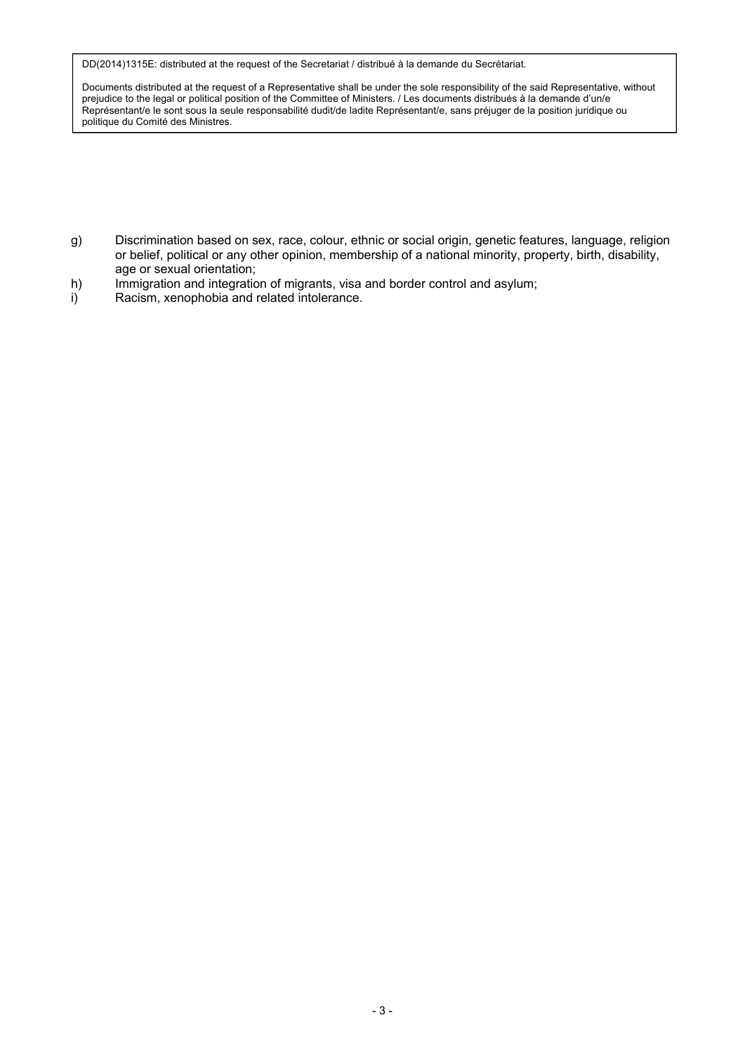DD(2014)1315E: distributed at the request of the Secretariat / distribué à la demande du Secrétariat.

Documents distributed at the request of a Representative shall be under the sole responsibility of the said Representative, without prejudice to the legal or political position of the Committee of Ministers. / Les documents distribués à la demande d'un/e Représentant/e le sont sous la seule responsabilité dudit/de ladite Représentant/e, sans préjuger de la position juridique ou politique du Comité des Ministres.

g) Discrimination based on sex, race, colour, ethnic or social origin, genetic features, language, religion or belief, political or any other opinion, membership of a national minority, property, birth, disability, age or sexual orientation;

h) Immigration and integration of migrants, visa and border control and asylum;

i) Racism, xenophobia and related intolerance.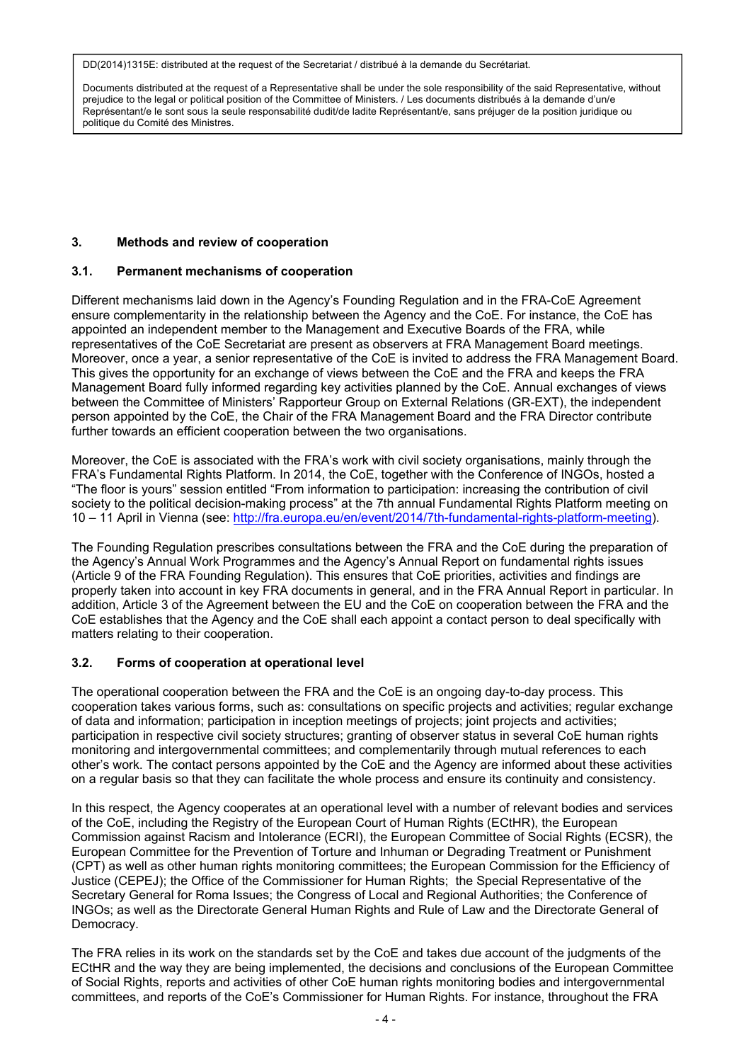DD(2014)1315E: distributed at the request of the Secretariat / distribué à la demande du Secrétariat.

Documents distributed at the request of a Representative shall be under the sole responsibility of the said Representative, without prejudice to the legal or political position of the Committee of Ministers. / Les documents distribués à la demande d'un/e Représentant/e le sont sous la seule responsabilité dudit/de ladite Représentant/e, sans préjuger de la position juridique ou politique du Comité des Ministres.

## 3. Methods and review of cooperation

### 3.1. Permanent mechanisms of cooperation

Different mechanisms laid down in the Agency's Founding Regulation and in the FRA-CoE Agreement ensure complementarity in the relationship between the Agency and the CoE. For instance, the CoE has appointed an independent member to the Management and Executive Boards of the FRA, while representatives of the CoE Secretariat are present as observers at FRA Management Board meetings. Moreover, once a year, a senior representative of the CoE is invited to address the FRA Management Board. This gives the opportunity for an exchange of views between the CoE and the FRA and keeps the FRA Management Board fully informed regarding key activities planned by the CoE. Annual exchanges of views between the Committee of Ministers' Rapporteur Group on External Relations (GR-EXT), the independent person appointed by the CoE, the Chair of the FRA Management Board and the FRA Director contribute further towards an efficient cooperation between the two organisations.

Moreover, the CoE is associated with the FRA's work with civil society organisations, mainly through the FRA's Fundamental Rights Platform. In 2014, the CoE, together with the Conference of INGOs, hosted a "The floor is yours" session entitled "From information to participation: increasing the contribution of civil society to the political decision-making process" at the 7th annual Fundamental Rights Platform meeting on 10 – 11 April in Vienna (see: http://fra.europa.eu/en/event/2014/7th-fundamental-rights-platform-meeting).

The Founding Regulation prescribes consultations between the FRA and the CoE during the preparation of the Agency's Annual Work Programmes and the Agency's Annual Report on fundamental rights issues (Article 9 of the FRA Founding Regulation). This ensures that CoE priorities, activities and findings are properly taken into account in key FRA documents in general, and in the FRA Annual Report in particular. In addition, Article 3 of the Agreement between the EU and the CoE on cooperation between the FRA and the CoE establishes that the Agency and the CoE shall each appoint a contact person to deal specifically with matters relating to their cooperation.

### 3.2. Forms of cooperation at operational level

The operational cooperation between the FRA and the CoE is an ongoing day-to-day process. This cooperation takes various forms, such as: consultations on specific projects and activities; regular exchange of data and information; participation in inception meetings of projects; joint projects and activities; participation in respective civil society structures; granting of observer status in several CoE human rights monitoring and intergovernmental committees; and complementarily through mutual references to each other's work. The contact persons appointed by the CoE and the Agency are informed about these activities on a regular basis so that they can facilitate the whole process and ensure its continuity and consistency.

In this respect, the Agency cooperates at an operational level with a number of relevant bodies and services of the CoE, including the Registry of the European Court of Human Rights (ECtHR), the European Commission against Racism and Intolerance (ECRI), the European Committee of Social Rights (ECSR), the European Committee for the Prevention of Torture and Inhuman or Degrading Treatment or Punishment (CPT) as well as other human rights monitoring committees; the European Commission for the Efficiency of Justice (CEPEJ); the Office of the Commissioner for Human Rights; the Special Representative of the Secretary General for Roma Issues; the Congress of Local and Regional Authorities; the Conference of INGOs; as well as the Directorate General Human Rights and Rule of Law and the Directorate General of Democracy.

The FRA relies in its work on the standards set by the CoE and takes due account of the judgments of the ECtHR and the way they are being implemented, the decisions and conclusions of the European Committee of Social Rights, reports and activities of other CoE human rights monitoring bodies and intergovernmental committees, and reports of the CoE's Commissioner for Human Rights. For instance, throughout the FRA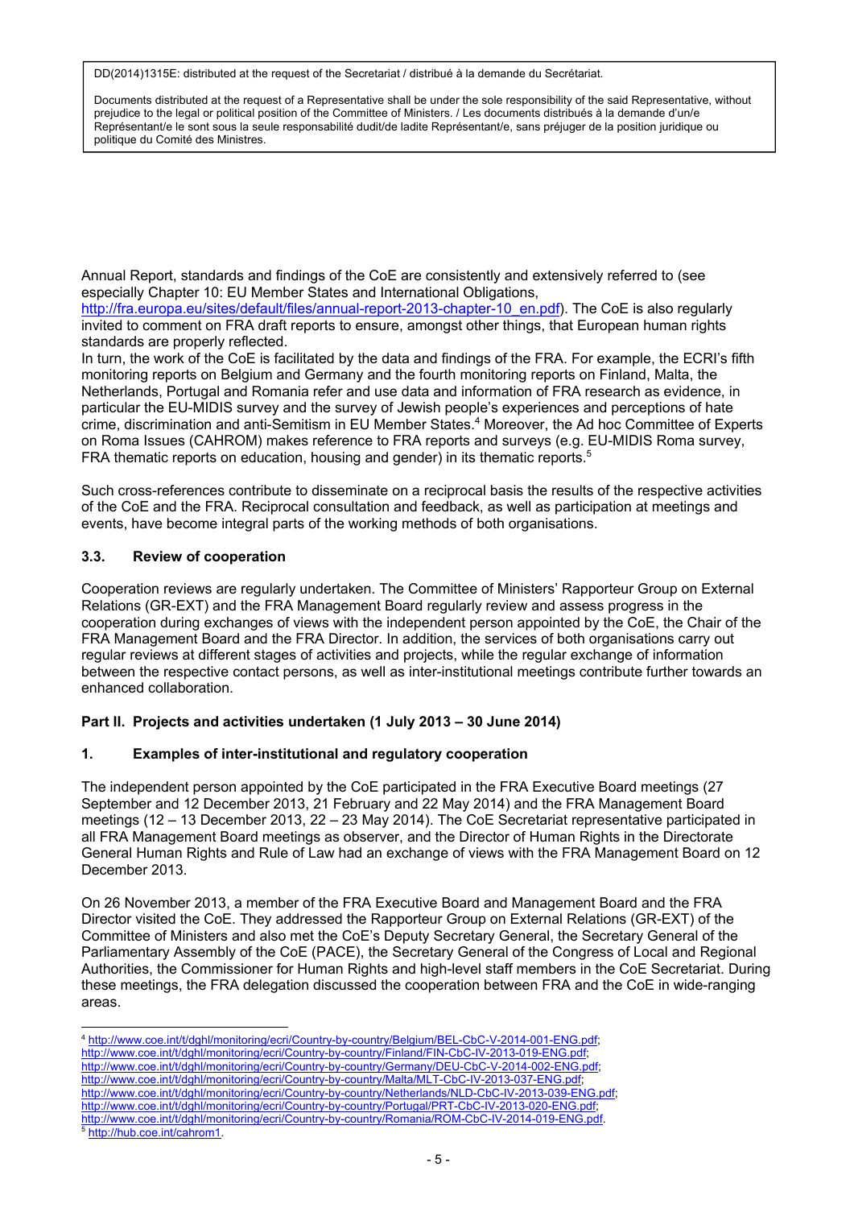DD(2014)1315E: distributed at the request of the Secretariat / distribué à la demande du Secrétariat.

Documents distributed at the request of a Representative shall be under the sole responsibility of the said Representative, without prejudice to the legal or political position of the Committee of Ministers. / Les documents distribués à la demande d'un/e Représentant/e le sont sous la seule responsabilité dudit/de ladite Représentant/e, sans préjuger de la position juridique ou politique du Comité des Ministres.

Annual Report, standards and findings of the CoE are consistently and extensively referred to (see especially Chapter 10: EU Member States and International Obligations, http://fra.europa.eu/sites/default/files/annual-report-2013-chapter-10_en.pdf). The CoE is also regularly invited to comment on FRA draft reports to ensure, amongst other things, that European human rights standards are properly reflected.
In turn, the work of the CoE is facilitated by the data and findings of the FRA. For example, the ECRI's fifth monitoring reports on Belgium and Germany and the fourth monitoring reports on Finland, Malta, the Netherlands, Portugal and Romania refer and use data and information of FRA research as evidence, in particular the EU-MIDIS survey and the survey of Jewish people's experiences and perceptions of hate crime, discrimination and anti-Semitism in EU Member States.[4] Moreover, the Ad hoc Committee of Experts on Roma Issues (CAHROM) makes reference to FRA reports and surveys (e.g. EU-MIDIS Roma survey, FRA thematic reports on education, housing and gender) in its thematic reports.[5]

Such cross-references contribute to disseminate on a reciprocal basis the results of the respective activities of the CoE and the FRA. Reciprocal consultation and feedback, as well as participation at meetings and events, have become integral parts of the working methods of both organisations.

### 3.3. Review of cooperation

Cooperation reviews are regularly undertaken. The Committee of Ministers' Rapporteur Group on External Relations (GR-EXT) and the FRA Management Board regularly review and assess progress in the cooperation during exchanges of views with the independent person appointed by the CoE, the Chair of the FRA Management Board and the FRA Director. In addition, the services of both organisations carry out regular reviews at different stages of activities and projects, while the regular exchange of information between the respective contact persons, as well as inter-institutional meetings contribute further towards an enhanced collaboration.

## Part II. Projects and activities undertaken (1 July 2013 – 30 June 2014)

### 1. Examples of inter-institutional and regulatory cooperation

The independent person appointed by the CoE participated in the FRA Executive Board meetings (27 September and 12 December 2013, 21 February and 22 May 2014) and the FRA Management Board meetings (12 – 13 December 2013, 22 – 23 May 2014). The CoE Secretariat representative participated in all FRA Management Board meetings as observer, and the Director of Human Rights in the Directorate General Human Rights and Rule of Law had an exchange of views with the FRA Management Board on 12 December 2013.

On 26 November 2013, a member of the FRA Executive Board and Management Board and the FRA Director visited the CoE. They addressed the Rapporteur Group on External Relations (GR-EXT) of the Committee of Ministers and also met the CoE's Deputy Secretary General, the Secretary General of the Parliamentary Assembly of the CoE (PACE), the Secretary General of the Congress of Local and Regional Authorities, the Commissioner for Human Rights and high-level staff members in the CoE Secretariat. During these meetings, the FRA delegation discussed the cooperation between FRA and the CoE in wide-ranging areas.

---

[4] http://www.coe.int/t/dghl/monitoring/ecri/Country-by-country/Belgium/BEL-CbC-V-2014-001-ENG.pdf; http://www.coe.int/t/dghl/monitoring/ecri/Country-by-country/Finland/FIN-CbC-IV-2013-019-ENG.pdf; http://www.coe.int/t/dghl/monitoring/ecri/Country-by-country/Germany/DEU-CbC-V-2014-002-ENG.pdf; http://www.coe.int/t/dghl/monitoring/ecri/Country-by-country/Malta/MLT-CbC-IV-2013-037-ENG.pdf; http://www.coe.int/t/dghl/monitoring/ecri/Country-by-country/Netherlands/NLD-CbC-IV-2013-039-ENG.pdf; http://www.coe.int/t/dghl/monitoring/ecri/Country-by-country/Portugal/PRT-CbC-IV-2013-020-ENG.pdf; http://www.coe.int/t/dghl/monitoring/ecri/Country-by-country/Romania/ROM-CbC-IV-2014-019-ENG.pdf.

[5] http://hub.coe.int/cahrom1.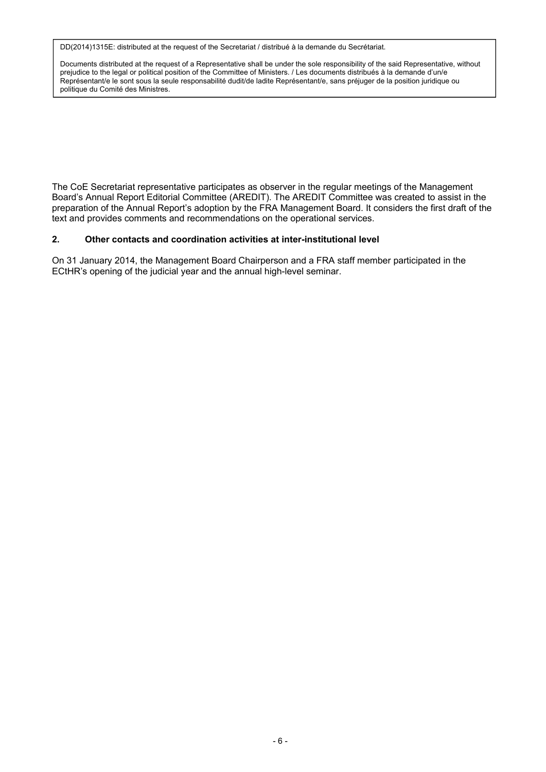The CoE Secretariat representative participates as observer in the regular meetings of the Management Board's Annual Report Editorial Committee (AREDIT). The AREDIT Committee was created to assist in the preparation of the Annual Report's adoption by the FRA Management Board. It considers the first draft of the text and provides comments and recommendations on the operational services.

## 2. Other contacts and coordination activities at inter-institutional level

On 31 January 2014, the Management Board Chairperson and a FRA staff member participated in the ECtHR's opening of the judicial year and the annual high-level seminar.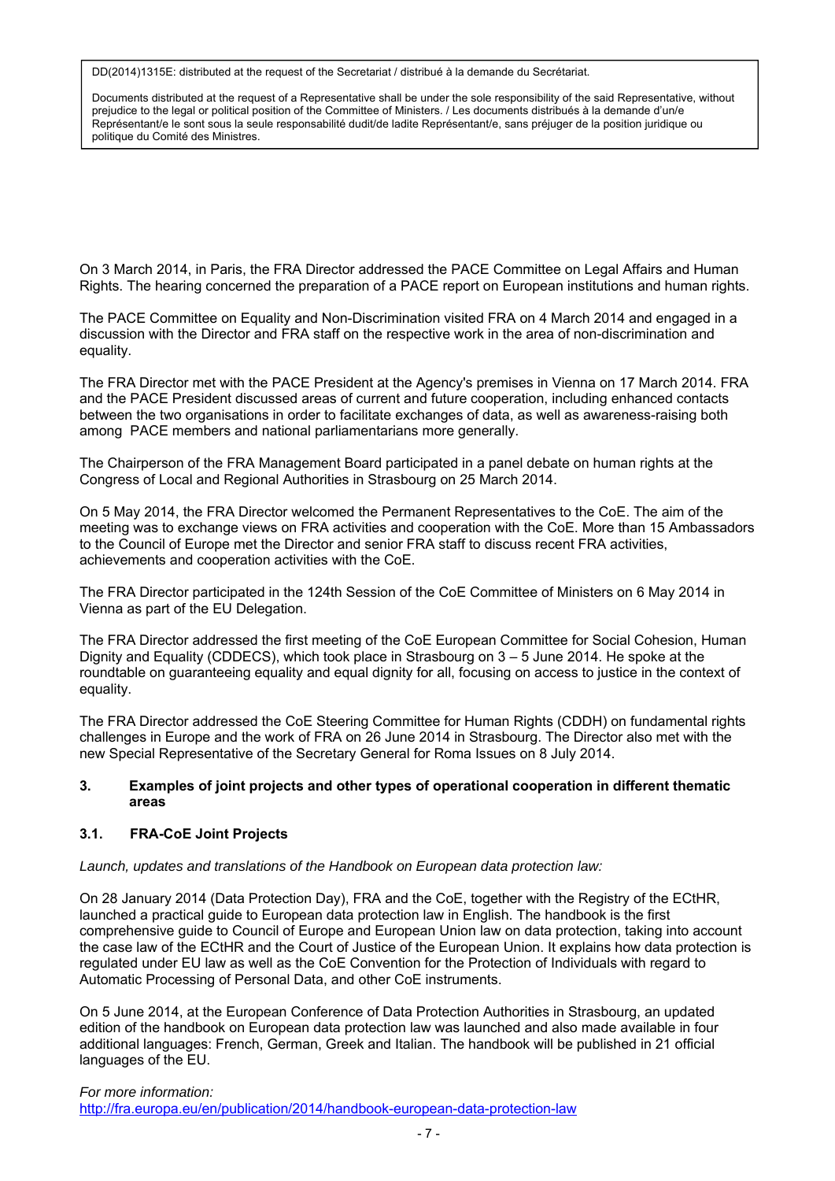DD(2014)1315E: distributed at the request of the Secretariat / distribué à la demande du Secrétariat.

Documents distributed at the request of a Representative shall be under the sole responsibility of the said Representative, without prejudice to the legal or political position of the Committee of Ministers. / Les documents distribués à la demande d'un/e Représentant/e le sont sous la seule responsabilité dudit/de ladite Représentant/e, sans préjuger de la position juridique ou politique du Comité des Ministres.

On 3 March 2014, in Paris, the FRA Director addressed the PACE Committee on Legal Affairs and Human Rights. The hearing concerned the preparation of a PACE report on European institutions and human rights.

The PACE Committee on Equality and Non-Discrimination visited FRA on 4 March 2014 and engaged in a discussion with the Director and FRA staff on the respective work in the area of non-discrimination and equality.

The FRA Director met with the PACE President at the Agency's premises in Vienna on 17 March 2014. FRA and the PACE President discussed areas of current and future cooperation, including enhanced contacts between the two organisations in order to facilitate exchanges of data, as well as awareness-raising both among PACE members and national parliamentarians more generally.

The Chairperson of the FRA Management Board participated in a panel debate on human rights at the Congress of Local and Regional Authorities in Strasbourg on 25 March 2014.

On 5 May 2014, the FRA Director welcomed the Permanent Representatives to the CoE. The aim of the meeting was to exchange views on FRA activities and cooperation with the CoE. More than 15 Ambassadors to the Council of Europe met the Director and senior FRA staff to discuss recent FRA activities, achievements and cooperation activities with the CoE.

The FRA Director participated in the 124th Session of the CoE Committee of Ministers on 6 May 2014 in Vienna as part of the EU Delegation.

The FRA Director addressed the first meeting of the CoE European Committee for Social Cohesion, Human Dignity and Equality (CDDECS), which took place in Strasbourg on 3 – 5 June 2014. He spoke at the roundtable on guaranteeing equality and equal dignity for all, focusing on access to justice in the context of equality.

The FRA Director addressed the CoE Steering Committee for Human Rights (CDDH) on fundamental rights challenges in Europe and the work of FRA on 26 June 2014 in Strasbourg. The Director also met with the new Special Representative of the Secretary General for Roma Issues on 8 July 2014.

## 3. Examples of joint projects and other types of operational cooperation in different thematic areas

### 3.1. FRA-CoE Joint Projects

*Launch, updates and translations of the Handbook on European data protection law:*

On 28 January 2014 (Data Protection Day), FRA and the CoE, together with the Registry of the ECtHR, launched a practical guide to European data protection law in English. The handbook is the first comprehensive guide to Council of Europe and European Union law on data protection, taking into account the case law of the ECtHR and the Court of Justice of the European Union. It explains how data protection is regulated under EU law as well as the CoE Convention for the Protection of Individuals with regard to Automatic Processing of Personal Data, and other CoE instruments.

On 5 June 2014, at the European Conference of Data Protection Authorities in Strasbourg, an updated edition of the handbook on European data protection law was launched and also made available in four additional languages: French, German, Greek and Italian. The handbook will be published in 21 official languages of the EU.

*For more information:*
http://fra.europa.eu/en/publication/2014/handbook-european-data-protection-law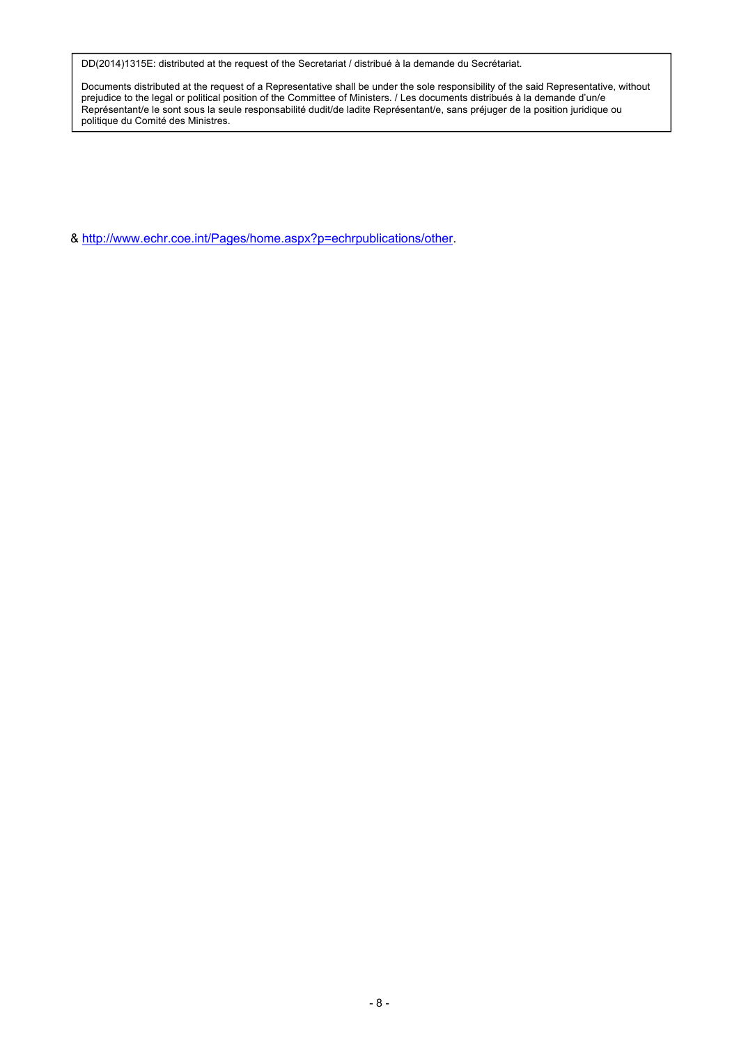& http://www.echr.coe.int/Pages/home.aspx?p=echrpublications/other.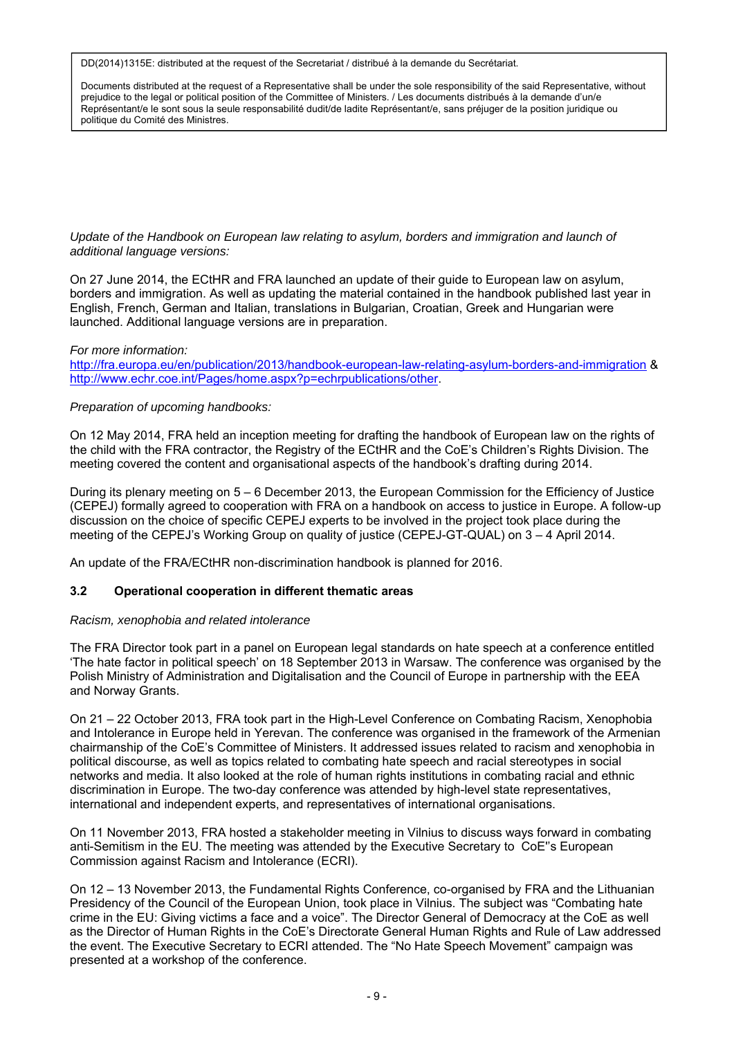DD(2014)1315E: distributed at the request of the Secretariat / distribué à la demande du Secrétariat.

Documents distributed at the request of a Representative shall be under the sole responsibility of the said Representative, without prejudice to the legal or political position of the Committee of Ministers. / Les documents distribués à la demande d'un/e Représentant/e le sont sous la seule responsabilité dudit/de ladite Représentant/e, sans préjuger de la position juridique ou politique du Comité des Ministres.

*Update of the Handbook on European law relating to asylum, borders and immigration and launch of additional language versions:*

On 27 June 2014, the ECtHR and FRA launched an update of their guide to European law on asylum, borders and immigration. As well as updating the material contained in the handbook published last year in English, French, German and Italian, translations in Bulgarian, Croatian, Greek and Hungarian were launched. Additional language versions are in preparation.

*For more information:*
http://fra.europa.eu/en/publication/2013/handbook-european-law-relating-asylum-borders-and-immigration & http://www.echr.coe.int/Pages/home.aspx?p=echrpublications/other.

*Preparation of upcoming handbooks:*

On 12 May 2014, FRA held an inception meeting for drafting the handbook of European law on the rights of the child with the FRA contractor, the Registry of the ECtHR and the CoE's Children's Rights Division. The meeting covered the content and organisational aspects of the handbook's drafting during 2014.

During its plenary meeting on 5 – 6 December 2013, the European Commission for the Efficiency of Justice (CEPEJ) formally agreed to cooperation with FRA on a handbook on access to justice in Europe. A follow-up discussion on the choice of specific CEPEJ experts to be involved in the project took place during the meeting of the CEPEJ's Working Group on quality of justice (CEPEJ-GT-QUAL) on 3 – 4 April 2014.

An update of the FRA/ECtHR non-discrimination handbook is planned for 2016.

### 3.2 Operational cooperation in different thematic areas

*Racism, xenophobia and related intolerance*

The FRA Director took part in a panel on European legal standards on hate speech at a conference entitled 'The hate factor in political speech' on 18 September 2013 in Warsaw. The conference was organised by the Polish Ministry of Administration and Digitalisation and the Council of Europe in partnership with the EEA and Norway Grants.

On 21 – 22 October 2013, FRA took part in the High-Level Conference on Combating Racism, Xenophobia and Intolerance in Europe held in Yerevan. The conference was organised in the framework of the Armenian chairmanship of the CoE's Committee of Ministers. It addressed issues related to racism and xenophobia in political discourse, as well as topics related to combating hate speech and racial stereotypes in social networks and media. It also looked at the role of human rights institutions in combating racial and ethnic discrimination in Europe. The two-day conference was attended by high-level state representatives, international and independent experts, and representatives of international organisations.

On 11 November 2013, FRA hosted a stakeholder meeting in Vilnius to discuss ways forward in combating anti-Semitism in the EU. The meeting was attended by the Executive Secretary to CoE''s European Commission against Racism and Intolerance (ECRI).

On 12 – 13 November 2013, the Fundamental Rights Conference, co-organised by FRA and the Lithuanian Presidency of the Council of the European Union, took place in Vilnius. The subject was "Combating hate crime in the EU: Giving victims a face and a voice". The Director General of Democracy at the CoE as well as the Director of Human Rights in the CoE's Directorate General Human Rights and Rule of Law addressed the event. The Executive Secretary to ECRI attended. The "No Hate Speech Movement" campaign was presented at a workshop of the conference.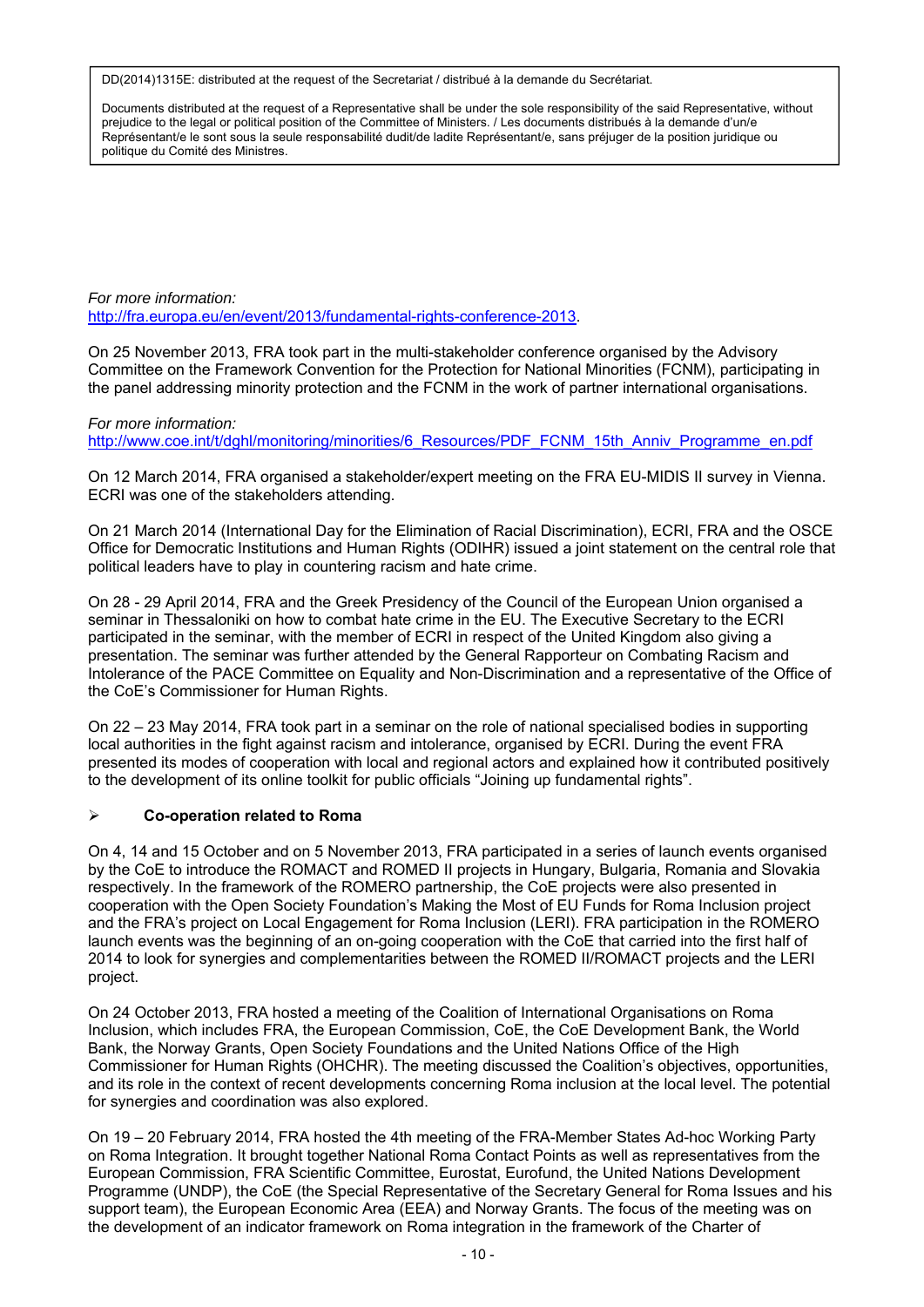DD(2014)1315E: distributed at the request of the Secretariat / distribué à la demande du Secrétariat.

Documents distributed at the request of a Representative shall be under the sole responsibility of the said Representative, without prejudice to the legal or political position of the Committee of Ministers. / Les documents distribués à la demande d'un/e Représentant/e le sont sous la seule responsabilité dudit/de ladite Représentant/e, sans préjuger de la position juridique ou politique du Comité des Ministres.

*For more information:*
http://fra.europa.eu/en/event/2013/fundamental-rights-conference-2013.

On 25 November 2013, FRA took part in the multi-stakeholder conference organised by the Advisory Committee on the Framework Convention for the Protection for National Minorities (FCNM), participating in the panel addressing minority protection and the FCNM in the work of partner international organisations.

*For more information:*
http://www.coe.int/t/dghl/monitoring/minorities/6_Resources/PDF_FCNM_15th_Anniv_Programme_en.pdf

On 12 March 2014, FRA organised a stakeholder/expert meeting on the FRA EU-MIDIS II survey in Vienna. ECRI was one of the stakeholders attending.

On 21 March 2014 (International Day for the Elimination of Racial Discrimination), ECRI, FRA and the OSCE Office for Democratic Institutions and Human Rights (ODIHR) issued a joint statement on the central role that political leaders have to play in countering racism and hate crime.

On 28 - 29 April 2014, FRA and the Greek Presidency of the Council of the European Union organised a seminar in Thessaloniki on how to combat hate crime in the EU. The Executive Secretary to the ECRI participated in the seminar, with the member of ECRI in respect of the United Kingdom also giving a presentation. The seminar was further attended by the General Rapporteur on Combating Racism and Intolerance of the PACE Committee on Equality and Non-Discrimination and a representative of the Office of the CoE's Commissioner for Human Rights.

On 22 – 23 May 2014, FRA took part in a seminar on the role of national specialised bodies in supporting local authorities in the fight against racism and intolerance, organised by ECRI. During the event FRA presented its modes of cooperation with local and regional actors and explained how it contributed positively to the development of its online toolkit for public officials "Joining up fundamental rights".

- **Co-operation related to Roma**

On 4, 14 and 15 October and on 5 November 2013, FRA participated in a series of launch events organised by the CoE to introduce the ROMACT and ROMED II projects in Hungary, Bulgaria, Romania and Slovakia respectively. In the framework of the ROMERO partnership, the CoE projects were also presented in cooperation with the Open Society Foundation's Making the Most of EU Funds for Roma Inclusion project and the FRA's project on Local Engagement for Roma Inclusion (LERI). FRA participation in the ROMERO launch events was the beginning of an on-going cooperation with the CoE that carried into the first half of 2014 to look for synergies and complementarities between the ROMED II/ROMACT projects and the LERI project.

On 24 October 2013, FRA hosted a meeting of the Coalition of International Organisations on Roma Inclusion, which includes FRA, the European Commission, CoE, the CoE Development Bank, the World Bank, the Norway Grants, Open Society Foundations and the United Nations Office of the High Commissioner for Human Rights (OHCHR). The meeting discussed the Coalition's objectives, opportunities, and its role in the context of recent developments concerning Roma inclusion at the local level. The potential for synergies and coordination was also explored.

On 19 – 20 February 2014, FRA hosted the 4th meeting of the FRA-Member States Ad-hoc Working Party on Roma Integration. It brought together National Roma Contact Points as well as representatives from the European Commission, FRA Scientific Committee, Eurostat, Eurofund, the United Nations Development Programme (UNDP), the CoE (the Special Representative of the Secretary General for Roma Issues and his support team), the European Economic Area (EEA) and Norway Grants. The focus of the meeting was on the development of an indicator framework on Roma integration in the framework of the Charter of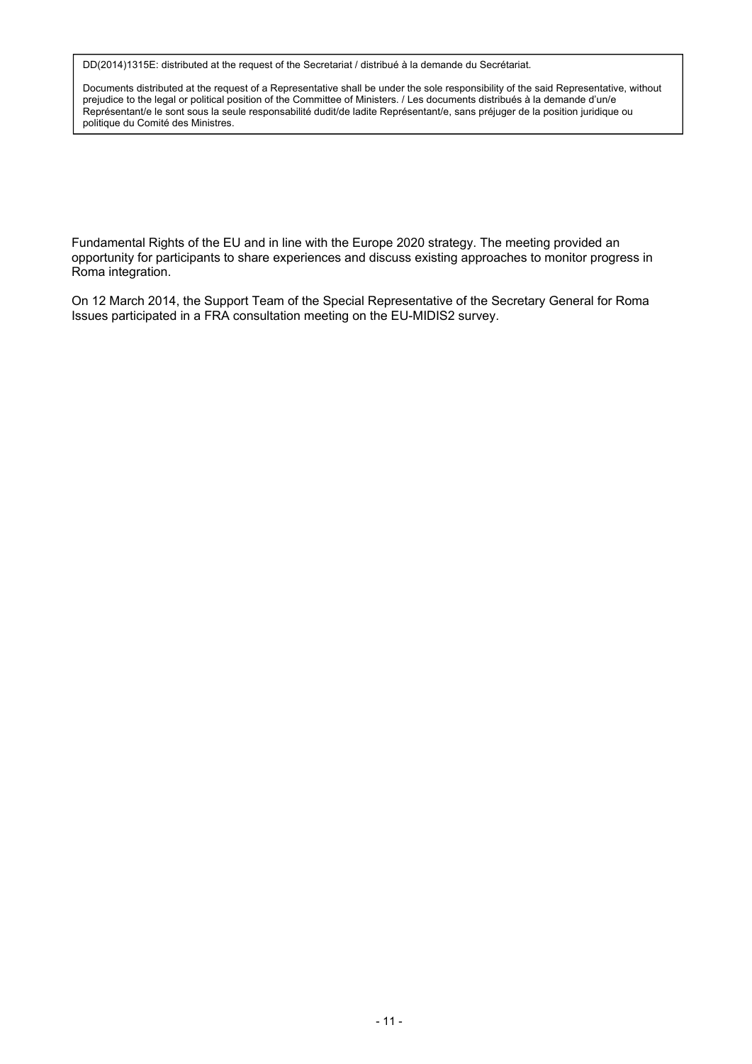Fundamental Rights of the EU and in line with the Europe 2020 strategy. The meeting provided an opportunity for participants to share experiences and discuss existing approaches to monitor progress in Roma integration.

On 12 March 2014, the Support Team of the Special Representative of the Secretary General for Roma Issues participated in a FRA consultation meeting on the EU-MIDIS2 survey.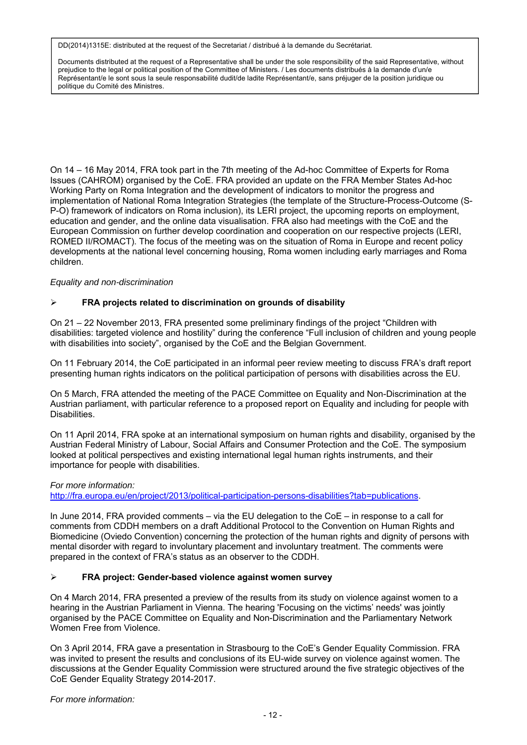DD(2014)1315E: distributed at the request of the Secretariat / distribué à la demande du Secrétariat.

Documents distributed at the request of a Representative shall be under the sole responsibility of the said Representative, without prejudice to the legal or political position of the Committee of Ministers. / Les documents distribués à la demande d'un/e Représentant/e le sont sous la seule responsabilité dudit/de ladite Représentant/e, sans préjuger de la position juridique ou politique du Comité des Ministres.

On 14 – 16 May 2014, FRA took part in the 7th meeting of the Ad-hoc Committee of Experts for Roma Issues (CAHROM) organised by the CoE. FRA provided an update on the FRA Member States Ad-hoc Working Party on Roma Integration and the development of indicators to monitor the progress and implementation of National Roma Integration Strategies (the template of the Structure-Process-Outcome (S-P-O) framework of indicators on Roma inclusion), its LERI project, the upcoming reports on employment, education and gender, and the online data visualisation. FRA also had meetings with the CoE and the European Commission on further develop coordination and cooperation on our respective projects (LERI, ROMED II/ROMACT). The focus of the meeting was on the situation of Roma in Europe and recent policy developments at the national level concerning housing, Roma women including early marriages and Roma children.

*Equality and non-discrimination*

- **FRA projects related to discrimination on grounds of disability**

On 21 – 22 November 2013, FRA presented some preliminary findings of the project "Children with disabilities: targeted violence and hostility" during the conference "Full inclusion of children and young people with disabilities into society", organised by the CoE and the Belgian Government.

On 11 February 2014, the CoE participated in an informal peer review meeting to discuss FRA's draft report presenting human rights indicators on the political participation of persons with disabilities across the EU.

On 5 March, FRA attended the meeting of the PACE Committee on Equality and Non-Discrimination at the Austrian parliament, with particular reference to a proposed report on Equality and including for people with Disabilities.

On 11 April 2014, FRA spoke at an international symposium on human rights and disability, organised by the Austrian Federal Ministry of Labour, Social Affairs and Consumer Protection and the CoE. The symposium looked at political perspectives and existing international legal human rights instruments, and their importance for people with disabilities.

*For more information:*
http://fra.europa.eu/en/project/2013/political-participation-persons-disabilities?tab=publications.

In June 2014, FRA provided comments – via the EU delegation to the CoE – in response to a call for comments from CDDH members on a draft Additional Protocol to the Convention on Human Rights and Biomedicine (Oviedo Convention) concerning the protection of the human rights and dignity of persons with mental disorder with regard to involuntary placement and involuntary treatment. The comments were prepared in the context of FRA's status as an observer to the CDDH.

- **FRA project: Gender-based violence against women survey**

On 4 March 2014, FRA presented a preview of the results from its study on violence against women to a hearing in the Austrian Parliament in Vienna. The hearing 'Focusing on the victims' needs' was jointly organised by the PACE Committee on Equality and Non-Discrimination and the Parliamentary Network Women Free from Violence.

On 3 April 2014, FRA gave a presentation in Strasbourg to the CoE's Gender Equality Commission. FRA was invited to present the results and conclusions of its EU-wide survey on violence against women. The discussions at the Gender Equality Commission were structured around the five strategic objectives of the CoE Gender Equality Strategy 2014-2017.

*For more information:*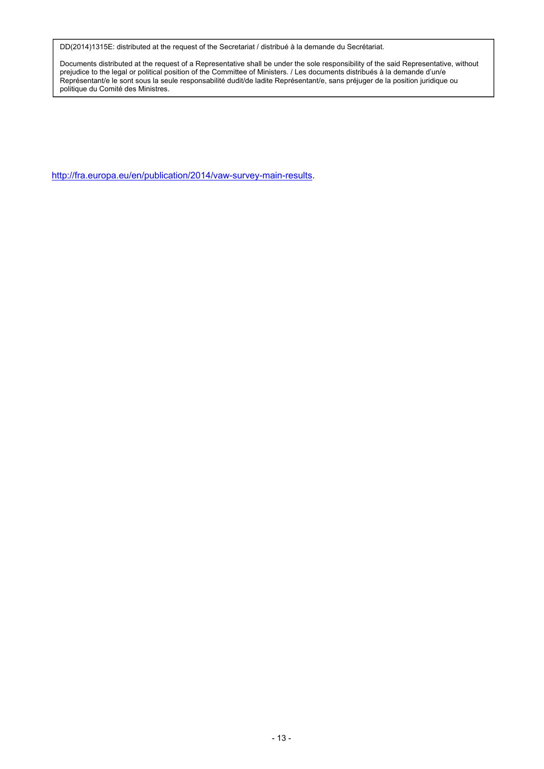DD(2014)1315E: distributed at the request of the Secretariat / distribué à la demande du Secrétariat.

Documents distributed at the request of a Representative shall be under the sole responsibility of the said Representative, without prejudice to the legal or political position of the Committee of Ministers. / Les documents distribués à la demande d'un/e Représentant/e le sont sous la seule responsabilité dudit/de ladite Représentant/e, sans préjuger de la position juridique ou politique du Comité des Ministres.

http://fra.europa.eu/en/publication/2014/vaw-survey-main-results.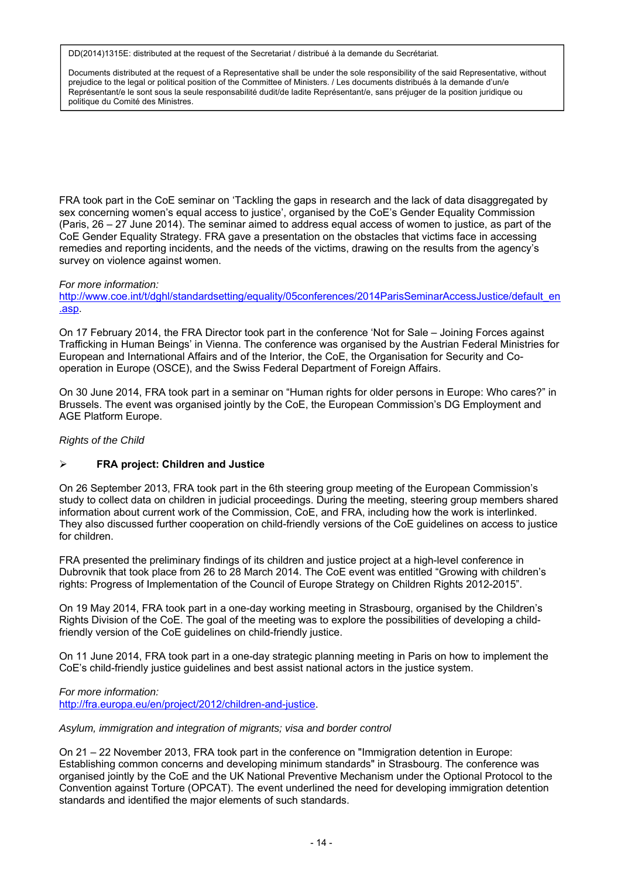FRA took part in the CoE seminar on 'Tackling the gaps in research and the lack of data disaggregated by sex concerning women's equal access to justice', organised by the CoE's Gender Equality Commission (Paris, 26 – 27 June 2014). The seminar aimed to address equal access of women to justice, as part of the CoE Gender Equality Strategy. FRA gave a presentation on the obstacles that victims face in accessing remedies and reporting incidents, and the needs of the victims, drawing on the results from the agency's survey on violence against women.

*For more information:*
http://www.coe.int/t/dghl/standardsetting/equality/05conferences/2014ParisSeminarAccessJustice/default_en.asp.

On 17 February 2014, the FRA Director took part in the conference 'Not for Sale – Joining Forces against Trafficking in Human Beings' in Vienna. The conference was organised by the Austrian Federal Ministries for European and International Affairs and of the Interior, the CoE, the Organisation for Security and Co-operation in Europe (OSCE), and the Swiss Federal Department of Foreign Affairs.

On 30 June 2014, FRA took part in a seminar on "Human rights for older persons in Europe: Who cares?" in Brussels. The event was organised jointly by the CoE, the European Commission's DG Employment and AGE Platform Europe.

*Rights of the Child*

- **FRA project: Children and Justice**

On 26 September 2013, FRA took part in the 6th steering group meeting of the European Commission's study to collect data on children in judicial proceedings. During the meeting, steering group members shared information about current work of the Commission, CoE, and FRA, including how the work is interlinked. They also discussed further cooperation on child-friendly versions of the CoE guidelines on access to justice for children.

FRA presented the preliminary findings of its children and justice project at a high-level conference in Dubrovnik that took place from 26 to 28 March 2014. The CoE event was entitled "Growing with children's rights: Progress of Implementation of the Council of Europe Strategy on Children Rights 2012-2015".

On 19 May 2014, FRA took part in a one-day working meeting in Strasbourg, organised by the Children's Rights Division of the CoE. The goal of the meeting was to explore the possibilities of developing a child-friendly version of the CoE guidelines on child-friendly justice.

On 11 June 2014, FRA took part in a one-day strategic planning meeting in Paris on how to implement the CoE's child-friendly justice guidelines and best assist national actors in the justice system.

*For more information:*
http://fra.europa.eu/en/project/2012/children-and-justice.

*Asylum, immigration and integration of migrants; visa and border control*

On 21 – 22 November 2013, FRA took part in the conference on "Immigration detention in Europe: Establishing common concerns and developing minimum standards" in Strasbourg. The conference was organised jointly by the CoE and the UK National Preventive Mechanism under the Optional Protocol to the Convention against Torture (OPCAT). The event underlined the need for developing immigration detention standards and identified the major elements of such standards.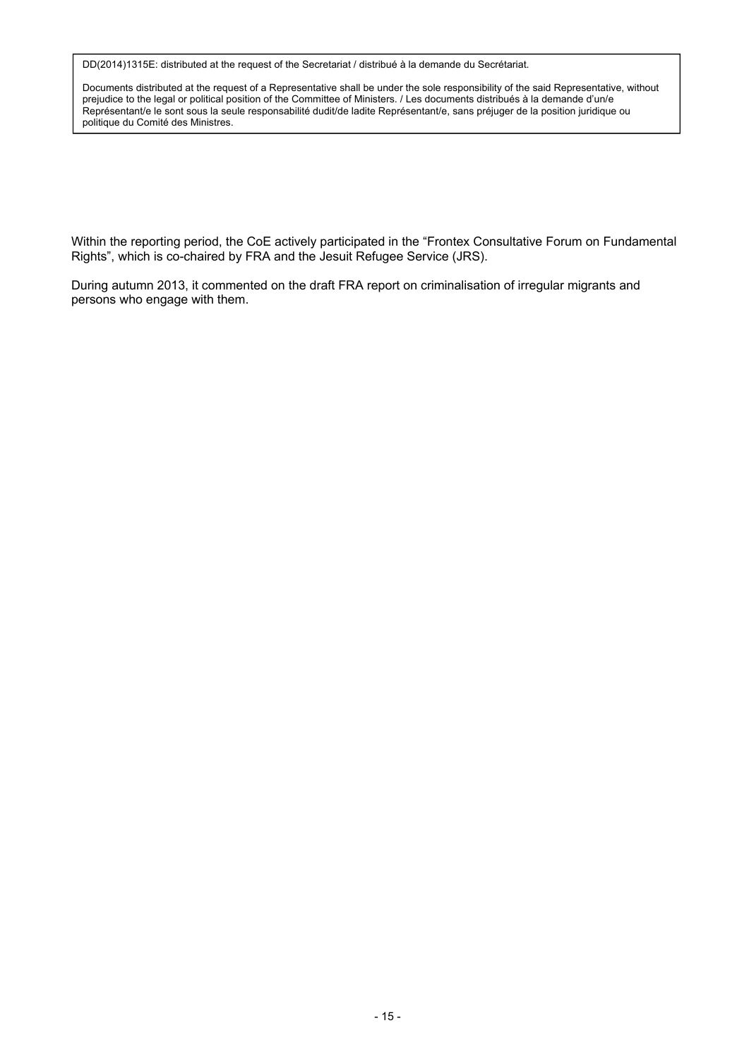Within the reporting period, the CoE actively participated in the "Frontex Consultative Forum on Fundamental Rights", which is co-chaired by FRA and the Jesuit Refugee Service (JRS).

During autumn 2013, it commented on the draft FRA report on criminalisation of irregular migrants and persons who engage with them.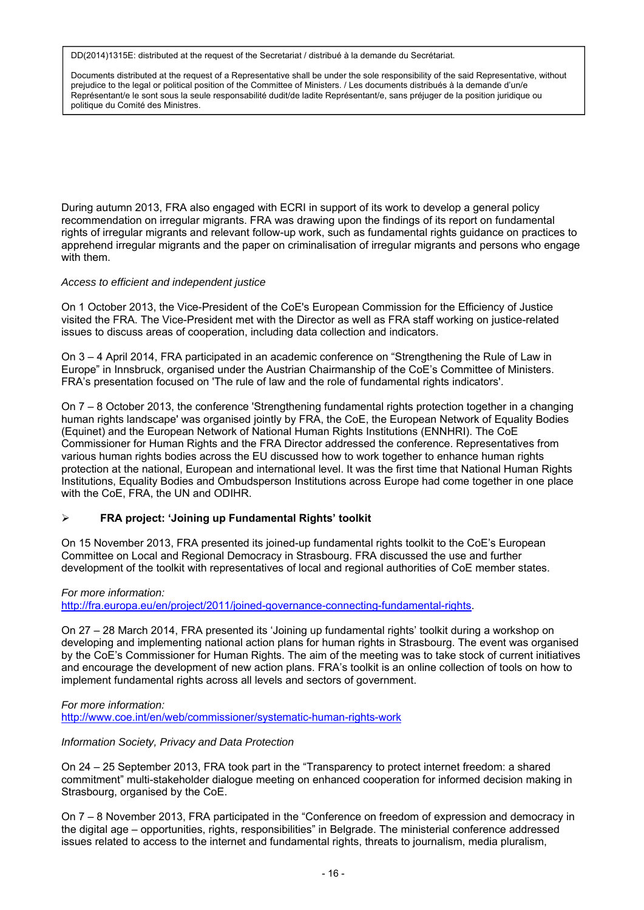DD(2014)1315E: distributed at the request of the Secretariat / distribué à la demande du Secrétariat.

Documents distributed at the request of a Representative shall be under the sole responsibility of the said Representative, without prejudice to the legal or political position of the Committee of Ministers. / Les documents distribués à la demande d'un/e Représentant/e le sont sous la seule responsabilité dudit/de ladite Représentant/e, sans préjuger de la position juridique ou politique du Comité des Ministres.

During autumn 2013, FRA also engaged with ECRI in support of its work to develop a general policy recommendation on irregular migrants. FRA was drawing upon the findings of its report on fundamental rights of irregular migrants and relevant follow-up work, such as fundamental rights guidance on practices to apprehend irregular migrants and the paper on criminalisation of irregular migrants and persons who engage with them.

*Access to efficient and independent justice*

On 1 October 2013, the Vice-President of the CoE's European Commission for the Efficiency of Justice visited the FRA. The Vice-President met with the Director as well as FRA staff working on justice-related issues to discuss areas of cooperation, including data collection and indicators.

On 3 – 4 April 2014, FRA participated in an academic conference on "Strengthening the Rule of Law in Europe" in Innsbruck, organised under the Austrian Chairmanship of the CoE's Committee of Ministers. FRA's presentation focused on 'The rule of law and the role of fundamental rights indicators'.

On 7 – 8 October 2013, the conference 'Strengthening fundamental rights protection together in a changing human rights landscape' was organised jointly by FRA, the CoE, the European Network of Equality Bodies (Equinet) and the European Network of National Human Rights Institutions (ENNHRI). The CoE Commissioner for Human Rights and the FRA Director addressed the conference. Representatives from various human rights bodies across the EU discussed how to work together to enhance human rights protection at the national, European and international level. It was the first time that National Human Rights Institutions, Equality Bodies and Ombudsperson Institutions across Europe had come together in one place with the CoE, FRA, the UN and ODIHR.

- **FRA project: 'Joining up Fundamental Rights' toolkit**

On 15 November 2013, FRA presented its joined-up fundamental rights toolkit to the CoE's European Committee on Local and Regional Democracy in Strasbourg. FRA discussed the use and further development of the toolkit with representatives of local and regional authorities of CoE member states.

*For more information:*
http://fra.europa.eu/en/project/2011/joined-governance-connecting-fundamental-rights.

On 27 – 28 March 2014, FRA presented its 'Joining up fundamental rights' toolkit during a workshop on developing and implementing national action plans for human rights in Strasbourg. The event was organised by the CoE's Commissioner for Human Rights. The aim of the meeting was to take stock of current initiatives and encourage the development of new action plans. FRA's toolkit is an online collection of tools on how to implement fundamental rights across all levels and sectors of government.

*For more information:*
http://www.coe.int/en/web/commissioner/systematic-human-rights-work

*Information Society, Privacy and Data Protection*

On 24 – 25 September 2013, FRA took part in the "Transparency to protect internet freedom: a shared commitment" multi-stakeholder dialogue meeting on enhanced cooperation for informed decision making in Strasbourg, organised by the CoE.

On 7 – 8 November 2013, FRA participated in the "Conference on freedom of expression and democracy in the digital age – opportunities, rights, responsibilities" in Belgrade. The ministerial conference addressed issues related to access to the internet and fundamental rights, threats to journalism, media pluralism,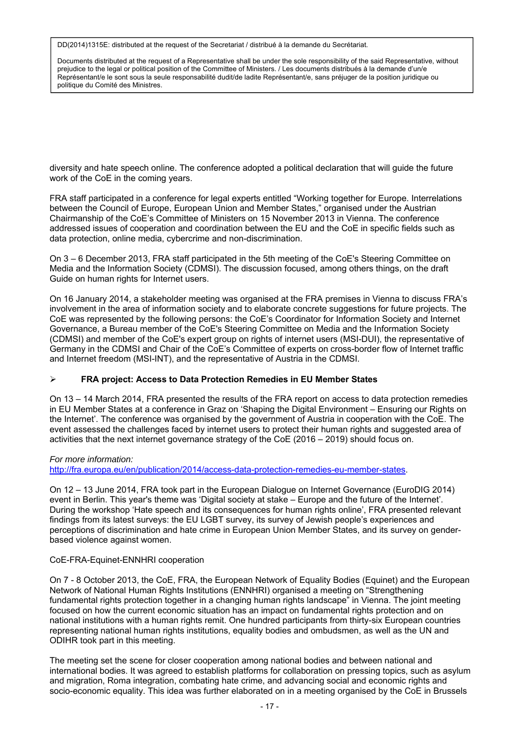diversity and hate speech online. The conference adopted a political declaration that will guide the future work of the CoE in the coming years.

FRA staff participated in a conference for legal experts entitled “Working together for Europe. Interrelations between the Council of Europe, European Union and Member States,” organised under the Austrian Chairmanship of the CoE’s Committee of Ministers on 15 November 2013 in Vienna. The conference addressed issues of cooperation and coordination between the EU and the CoE in specific fields such as data protection, online media, cybercrime and non-discrimination.

On 3 – 6 December 2013, FRA staff participated in the 5th meeting of the CoE's Steering Committee on Media and the Information Society (CDMSI). The discussion focused, among others things, on the draft Guide on human rights for Internet users.

On 16 January 2014, a stakeholder meeting was organised at the FRA premises in Vienna to discuss FRA’s involvement in the area of information society and to elaborate concrete suggestions for future projects. The CoE was represented by the following persons: the CoE’s Coordinator for Information Society and Internet Governance, a Bureau member of the CoE's Steering Committee on Media and the Information Society (CDMSI) and member of the CoE's expert group on rights of internet users (MSI-DUI), the representative of Germany in the CDMSI and Chair of the CoE’s Committee of experts on cross-border flow of Internet traffic and Internet freedom (MSI-INT), and the representative of Austria in the CDMSI.

- **FRA project: Access to Data Protection Remedies in EU Member States**

On 13 – 14 March 2014, FRA presented the results of the FRA report on access to data protection remedies in EU Member States at a conference in Graz on ‘Shaping the Digital Environment – Ensuring our Rights on the Internet’. The conference was organised by the government of Austria in cooperation with the CoE. The event assessed the challenges faced by internet users to protect their human rights and suggested area of activities that the next internet governance strategy of the CoE (2016 – 2019) should focus on.

*For more information:*
http://fra.europa.eu/en/publication/2014/access-data-protection-remedies-eu-member-states.

On 12 – 13 June 2014, FRA took part in the European Dialogue on Internet Governance (EuroDIG 2014) event in Berlin. This year's theme was ‘Digital society at stake – Europe and the future of the Internet’. During the workshop ‘Hate speech and its consequences for human rights online’, FRA presented relevant findings from its latest surveys: the EU LGBT survey, its survey of Jewish people’s experiences and perceptions of discrimination and hate crime in European Union Member States, and its survey on gender-based violence against women.

CoE-FRA-Equinet-ENNHRI cooperation

On 7 - 8 October 2013, the CoE, FRA, the European Network of Equality Bodies (Equinet) and the European Network of National Human Rights Institutions (ENNHRI) organised a meeting on “Strengthening fundamental rights protection together in a changing human rights landscape” in Vienna. The joint meeting focused on how the current economic situation has an impact on fundamental rights protection and on national institutions with a human rights remit. One hundred participants from thirty-six European countries representing national human rights institutions, equality bodies and ombudsmen, as well as the UN and ODIHR took part in this meeting.

The meeting set the scene for closer cooperation among national bodies and between national and international bodies. It was agreed to establish platforms for collaboration on pressing topics, such as asylum and migration, Roma integration, combating hate crime, and advancing social and economic rights and socio-economic equality. This idea was further elaborated on in a meeting organised by the CoE in Brussels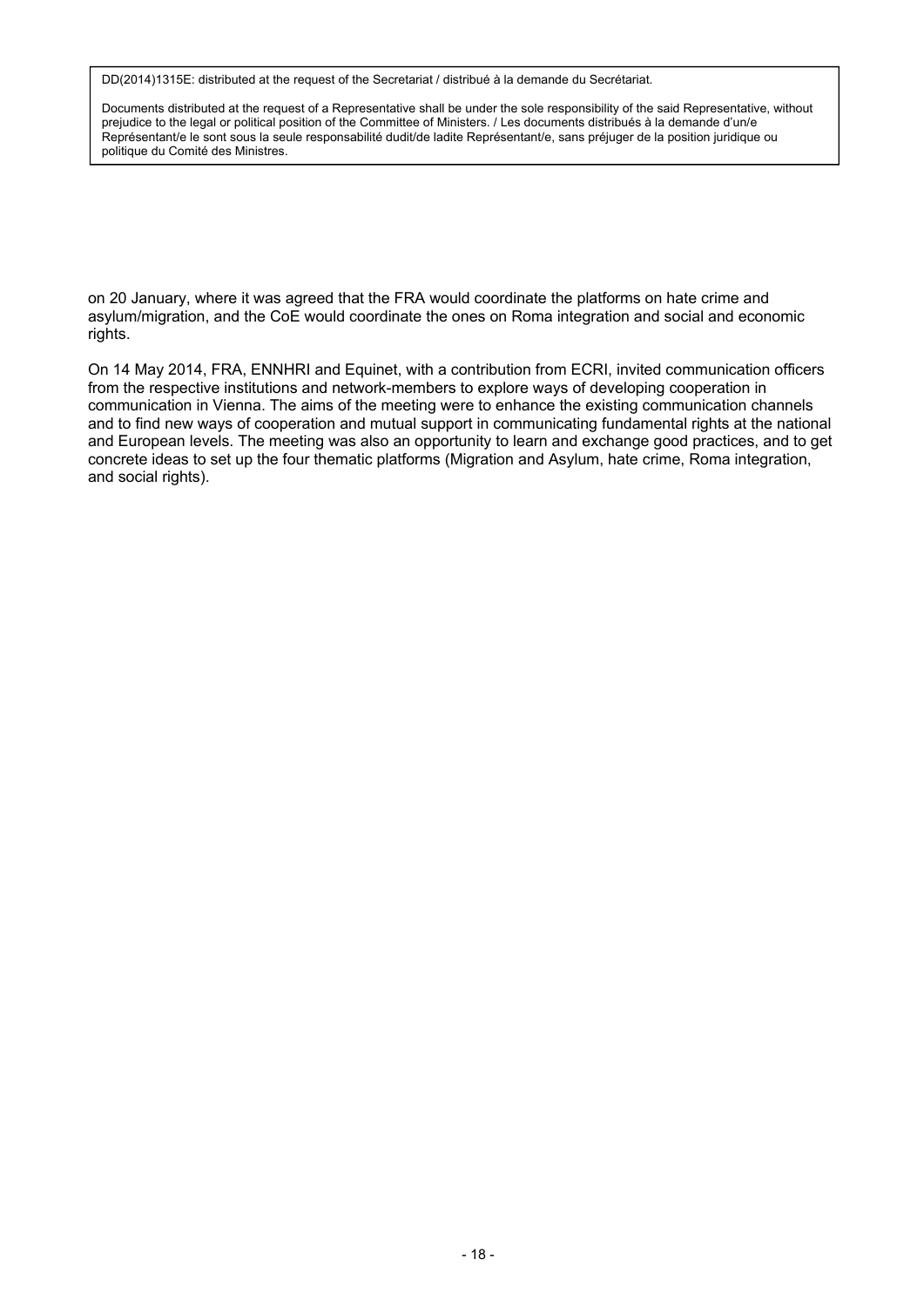on 20 January, where it was agreed that the FRA would coordinate the platforms on hate crime and asylum/migration, and the CoE would coordinate the ones on Roma integration and social and economic rights.

On 14 May 2014, FRA, ENNHRI and Equinet, with a contribution from ECRI, invited communication officers from the respective institutions and network-members to explore ways of developing cooperation in communication in Vienna. The aims of the meeting were to enhance the existing communication channels and to find new ways of cooperation and mutual support in communicating fundamental rights at the national and European levels. The meeting was also an opportunity to learn and exchange good practices, and to get concrete ideas to set up the four thematic platforms (Migration and Asylum, hate crime, Roma integration, and social rights).